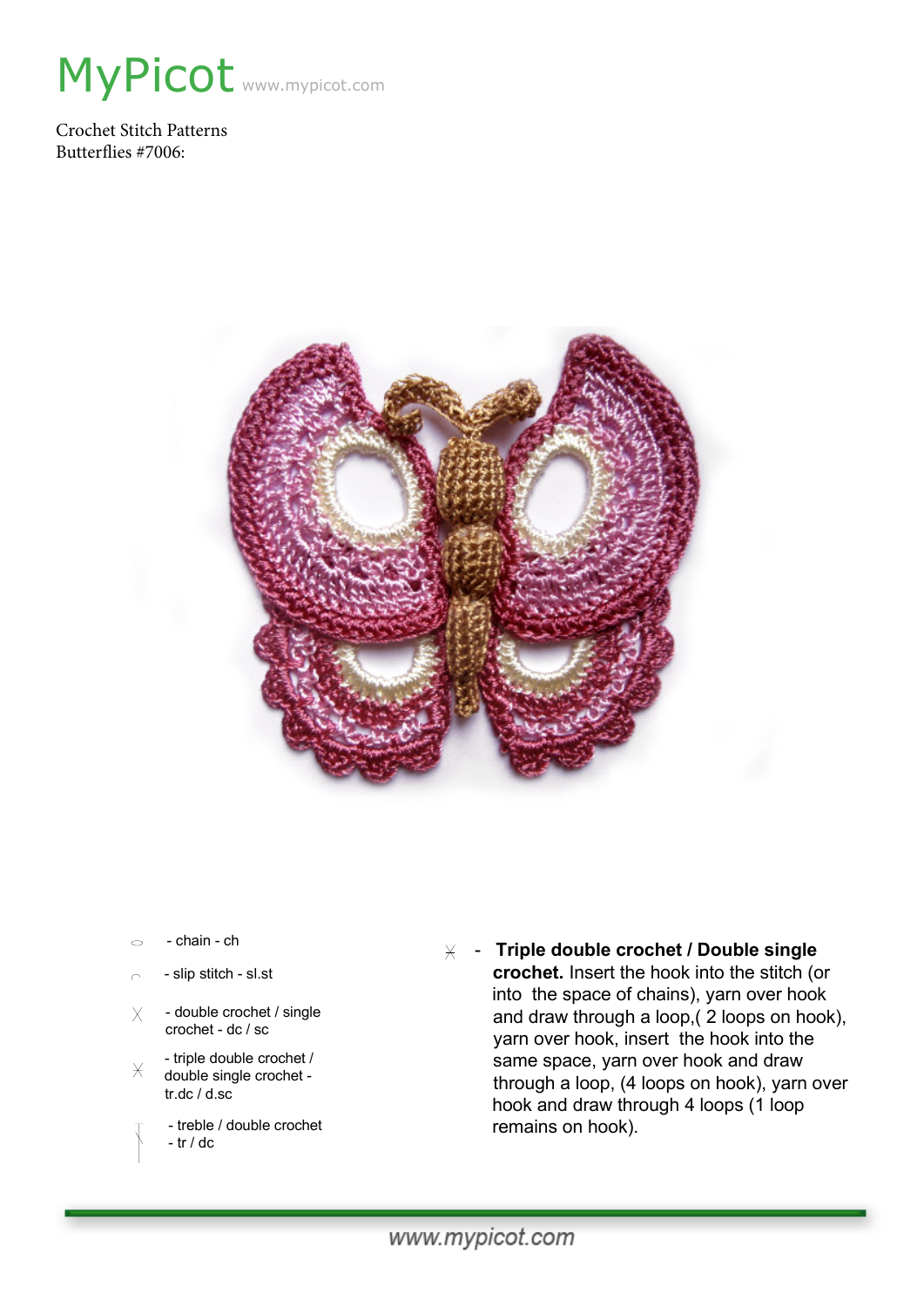# MyPicot www.mypicot.com

Crochet Stitch Patterns
Butterflies #7006:

- chain - ch
- slip stitch - sl.st
- double crochet / single crochet - dc / sc
- triple double crochet / double single crochet - tr.dc / d.sc
- treble / double crochet - tr / dc

- **Triple double crochet / Double single crochet.** Insert the hook into the stitch (or into the space of chains), yarn over hook and draw through a loop,( 2 loops on hook), yarn over hook, insert the hook into the same space, yarn over hook and draw through a loop, (4 loops on hook), yarn over hook and draw through 4 loops (1 loop remains on hook).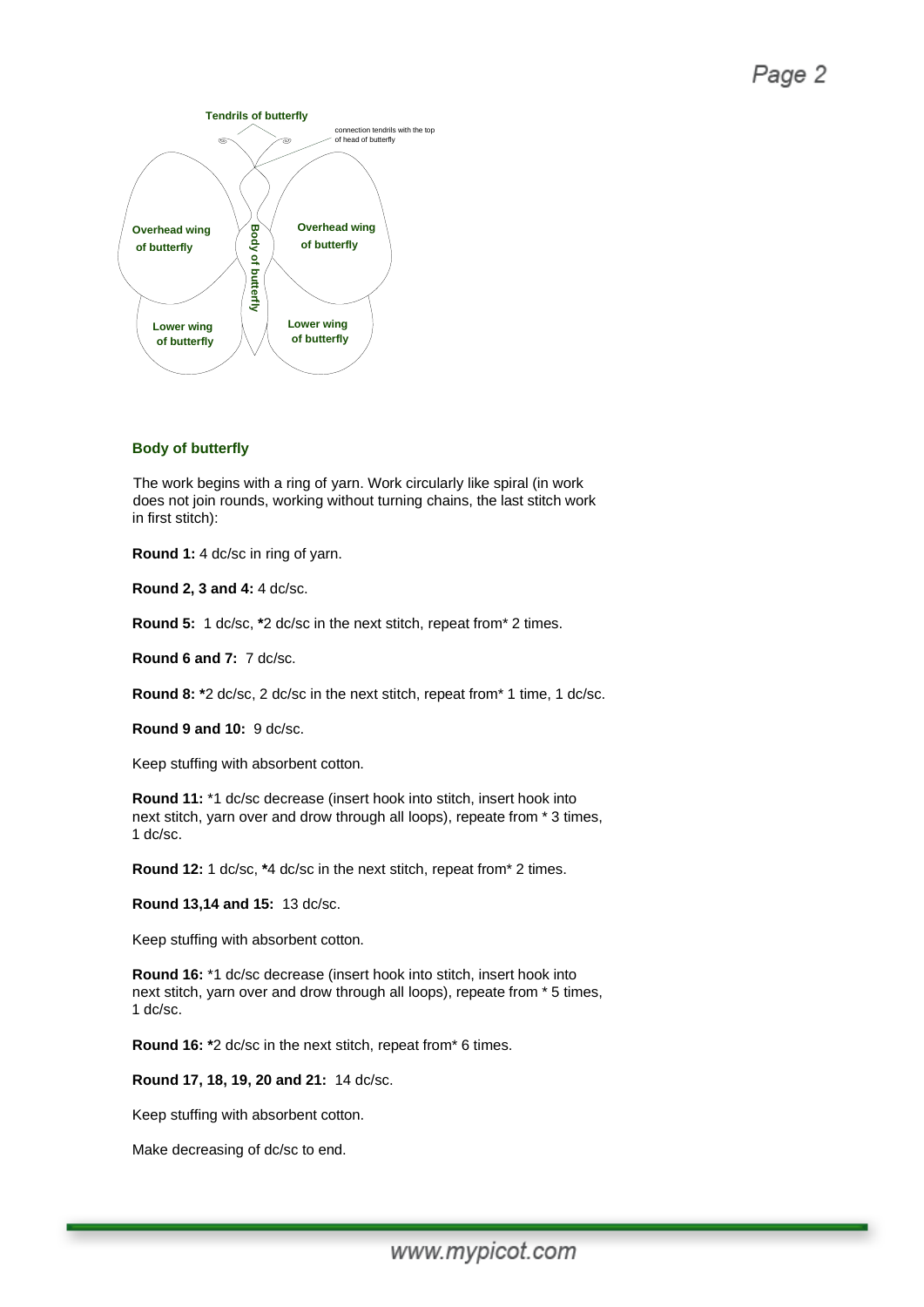Tendrils of butterfly

connection tendrils with the top of head of butterfly

Overhead wing of butterfly

Overhead wing of butterfly

Body of butterfly

Lower wing of butterfly

Lower wing of butterfly

## Body of butterfly

The work begins with a ring of yarn. Work circularly like spiral (in work does not join rounds, working without turning chains, the last stitch work in first stitch):

**Round 1:** 4 dc/sc in ring of yarn.

**Round 2, 3 and 4:** 4 dc/sc.

**Round 5:** 1 dc/sc, *2 dc/sc in the next stitch, repeat from* 2 times.

**Round 6 and 7:** 7 dc/sc.

**Round 8:** *2 dc/sc, 2 dc/sc in the next stitch, repeat from* 1 time, 1 dc/sc.

**Round 9 and 10:** 9 dc/sc.

Keep stuffing with absorbent cotton.

**Round 11:** *1 dc/sc decrease (insert hook into stitch, insert hook into next stitch, yarn over and drow through all loops), repeate from * 3 times, 1 dc/sc.

**Round 12:** 1 dc/sc, *4 dc/sc in the next stitch, repeat from* 2 times.

**Round 13,14 and 15:** 13 dc/sc.

Keep stuffing with absorbent cotton.

**Round 16:** *1 dc/sc decrease (insert hook into stitch, insert hook into next stitch, yarn over and drow through all loops), repeate from * 5 times, 1 dc/sc.

**Round 16:** *2 dc/sc in the next stitch, repeat from* 6 times.

**Round 17, 18, 19, 20 and 21:** 14 dc/sc.

Keep stuffing with absorbent cotton.

Make decreasing of dc/sc to end.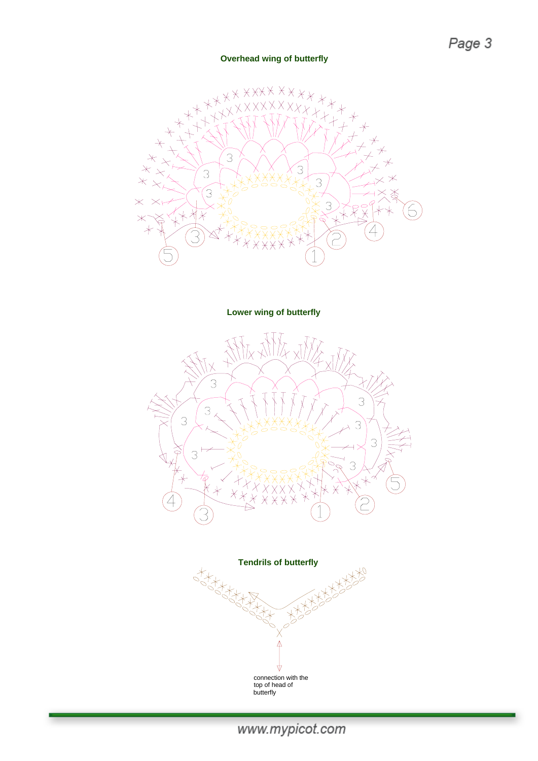## Overhead wing of butterfly

3
3
3
3
3
3
3
5
3
1
2
4
6

## Lower wing of butterfly

3
3
3
3
3
3
3
3
3
4
3
1
2
5

## Tendrils of butterfly

connection with the top of head of butterfly